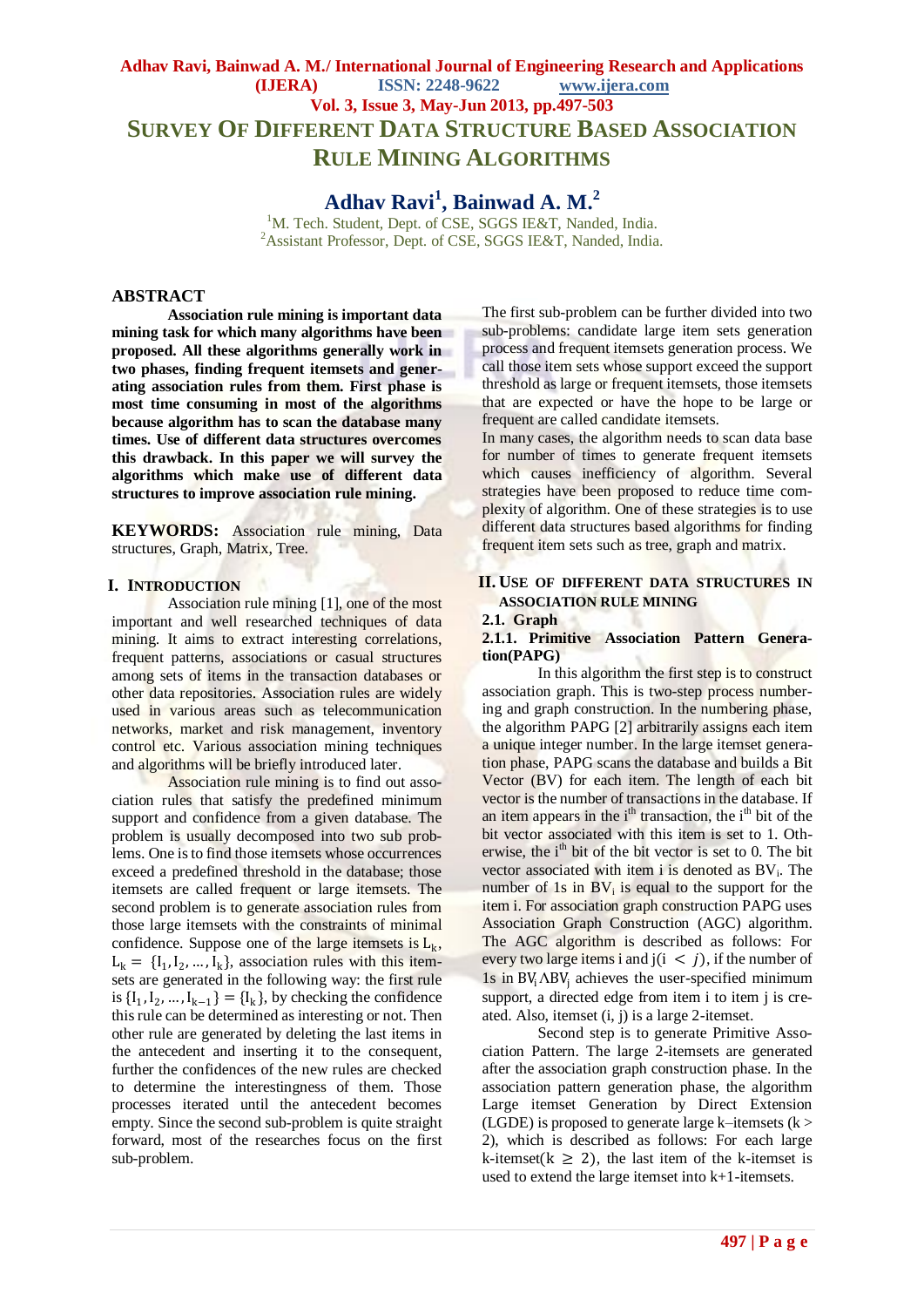# SURVEY OF DIFFERENT DATA STRUCTURE BASED ASSOCIATION RULE MINING ALGORITHMS

**Adhav Ravi[1], Bainwad A. M.[2]**

[1]M. Tech. Student, Dept. of CSE, SGGS IE&T, Nanded, India.
[2]Assistant Professor, Dept. of CSE, SGGS IE&T, Nanded, India.

## ABSTRACT

**Association rule mining is important data mining task for which many algorithms have been proposed. All these algorithms generally work in two phases, finding frequent itemsets and generating association rules from them. First phase is most time consuming in most of the algorithms because algorithm has to scan the database many times. Use of different data structures overcomes this drawback. In this paper we will survey the algorithms which make use of different data structures to improve association rule mining.**

**KEYWORDS:** Association rule mining, Data structures, Graph, Matrix, Tree.

## I. INTRODUCTION

Association rule mining [1], one of the most important and well researched techniques of data mining. It aims to extract interesting correlations, frequent patterns, associations or casual structures among sets of items in the transaction databases or other data repositories. Association rules are widely used in various areas such as telecommunication networks, market and risk management, inventory control etc. Various association mining techniques and algorithms will be briefly introduced later.

Association rule mining is to find out association rules that satisfy the predefined minimum support and confidence from a given database. The problem is usually decomposed into two sub problems. One is to find those itemsets whose occurrences exceed a predefined threshold in the database; those itemsets are called frequent or large itemsets. The second problem is to generate association rules from those large itemsets with the constraints of minimal confidence. Suppose one of the large itemsets is $L_k$, $L_k = \{I_1, I_2, \ldots, I_k\}$, association rules with this itemsets are generated in the following way: the first rule is $\{I_1, I_2, \ldots, I_{k-1}\} = \{I_k\}$, by checking the confidence this rule can be determined as interesting or not. Then other rule are generated by deleting the last items in the antecedent and inserting it to the consequent, further the confidences of the new rules are checked to determine the interestingness of them. Those processes iterated until the antecedent becomes empty. Since the second sub-problem is quite straight forward, most of the researches focus on the first sub-problem.

The first sub-problem can be further divided into two sub-problems: candidate large item sets generation process and frequent itemsets generation process. We call those item sets whose support exceed the support threshold as large or frequent itemsets, those itemsets that are expected or have the hope to be large or frequent are called candidate itemsets.

In many cases, the algorithm needs to scan data base for number of times to generate frequent itemsets which causes inefficiency of algorithm. Several strategies have been proposed to reduce time complexity of algorithm. One of these strategies is to use different data structures based algorithms for finding frequent item sets such as tree, graph and matrix.

## II. USE OF DIFFERENT DATA STRUCTURES IN ASSOCIATION RULE MINING

### 2.1. Graph

#### 2.1.1. Primitive Association Pattern Generation(PAPG)

In this algorithm the first step is to construct association graph. This is two-step process numbering and graph construction. In the numbering phase, the algorithm PAPG [2] arbitrarily assigns each item a unique integer number. In the large itemset generation phase, PAPG scans the database and builds a Bit Vector (BV) for each item. The length of each bit vector is the number of transactions in the database. If an item appears in the $i^{th}$ transaction, the $i^{th}$ bit of the bit vector associated with this item is set to 1. Otherwise, the $i^{th}$ bit of the bit vector is set to 0. The bit vector associated with item i is denoted as $BV_i$. The number of 1s in $BV_i$ is equal to the support for the item i. For association graph construction PAPG uses Association Graph Construction (AGC) algorithm. The AGC algorithm is described as follows: For every two large items i and j($i < j$), if the number of 1s in $BV_i \land BV_j$ achieves the user-specified minimum support, a directed edge from item i to item j is created. Also, itemset (i, j) is a large 2-itemset.

Second step is to generate Primitive Association Pattern. The large 2-itemsets are generated after the association graph construction phase. In the association pattern generation phase, the algorithm Large itemset Generation by Direct Extension (LGDE) is proposed to generate large k–itemsets ($k > 2$), which is described as follows: For each large k-itemset($k \geq 2$), the last item of the k-itemset is used to extend the large itemset into k+1-itemsets.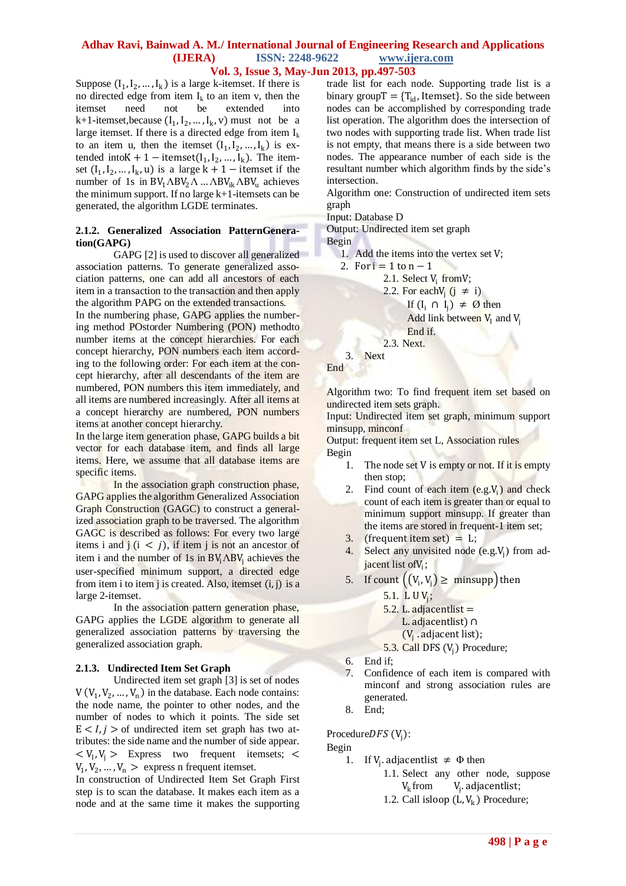Suppose $(I_1, I_2, \dots, I_k)$ is a large k-itemset. If there is no directed edge from item $I_k$ to an item v, then the itemset need not be extended into k+1-itemset, because $(I_1, I_2, \dots, I_k, v)$ must not be a large itemset. If there is a directed edge from item $I_k$ to an item u, then the itemset $(I_1, I_2, \dots, I_k)$ is extended into $K+1-$ itemset$(I_1, I_2, \dots, I_k)$. The itemset $(I_1, I_2, \dots, I_k, u)$ is a large $k+1-$ itemset if the number of 1s in $BV_1 \Lambda BV_2 \Lambda \dots \Lambda BV_{ik} \Lambda BV_u$ achieves the minimum support. If no large k+1-itemsets can be generated, the algorithm LGDE terminates.

### 2.1.2. Generalized Association PatternGeneration(GAPG)

GAPG [2] is used to discover all generalized association patterns. To generate generalized association patterns, one can add all ancestors of each item in a transaction to the transaction and then apply the algorithm PAPG on the extended transactions.

In the numbering phase, GAPG applies the numbering method POstorder Numbering (PON) methodto number items at the concept hierarchies. For each concept hierarchy, PON numbers each item according to the following order: For each item at the concept hierarchy, after all descendants of the item are numbered, PON numbers this item immediately, and all items are numbered increasingly. After all items at a concept hierarchy are numbered, PON numbers items at another concept hierarchy.

In the large item generation phase, GAPG builds a bit vector for each database item, and finds all large items. Here, we assume that all database items are specific items.

In the association graph construction phase, GAPG applies the algorithm Generalized Association Graph Construction (GAGC) to construct a generalized association graph to be traversed. The algorithm GAGC is described as follows: For every two large items i and j $(i < j)$, if item j is not an ancestor of item i and the number of 1s in $BV_i \Lambda BV_j$ achieves the user-specified minimum support, a directed edge from item i to item j is created. Also, itemset (i, j) is a large 2-itemset.

In the association pattern generation phase, GAPG applies the LGDE algorithm to generate all generalized association patterns by traversing the generalized association graph.

### 2.1.3. Undirected Item Set Graph

Undirected item set graph [3] is set of nodes $V(V_1, V_2, \dots, V_n)$ in the database. Each node contains: the node name, the pointer to other nodes, and the number of nodes to which it points. The side set $E < I, j >$ of undirected item set graph has two attributes: the side name and the number of side appear. $< V_I, V_j >$ Express two frequent itemsets; $< V_1, V_2, \dots, V_n >$ express n frequent itemset.

In construction of Undirected Item Set Graph First step is to scan the database. It makes each item as a node and at the same time it makes the supporting trade list for each node. Supporting trade list is a binary group$T = \{T_{id}, \text{Itemset}\}$. So the side between nodes can be accomplished by corresponding trade list operation. The algorithm does the intersection of two nodes with supporting trade list. When trade list is not empty, that means there is a side between two nodes. The appearance number of each side is the resultant number which algorithm finds by the side's intersection.

Algorithm one: Construction of undirected item sets graph

Input: Database D

Output: Undirected item set graph

Begin

1. Add the items into the vertex set V;
2. For $i = 1$ to $n - 1$
   - 2.1. Select $V_i$ fromV;
   - 2.2. For each$V_j$ $(j \neq i)$
     - If $(I_i \cap I_j) \neq \emptyset$ then
     - Add link between $V_I$ and $V_j$
     - End if.
   - 2.3. Next.
3. Next

End

Algorithm two: To find frequent item set based on undirected item sets graph.

Input: Undirected item set graph, minimum support minsupp, minconf

Output: frequent item set L, Association rules

Begin

1. The node set V is empty or not. If it is empty then stop;
2. Find count of each item (e.g.$V_i$) and check count of each item is greater than or equal to minimum support minsupp. If greater than the items are stored in frequent-1 item set;
3. (frequent item set) $=$ L;
4. Select any unvisited node (e.g.$V_j$) from adjacent list of$V_i$;
5. If count $\left((V_i, V_j) \geq \text{minsupp}\right)$ then
   - 5.1. $L \cup V_j$;
   - 5.2. $L.\text{adjacentlist} = L.\text{adjacentlist}) \cap (V_j.\text{adjacent list});$
   - 5.3. Call DFS $(V_j)$ Procedure;
6. End if;
7. Confidence of each item is compared with minconf and strong association rules are generated.
8. End;

Procedure$DFS$ $(V_j)$:

Begin

1. If $V_j.\text{adjacentlist} \neq \Phi$ then
   - 1.1. Select any other node, suppose $V_k$from $V_j.\text{adjacentlist}$;
   - 1.2. Call isloop $(L, V_k)$ Procedure;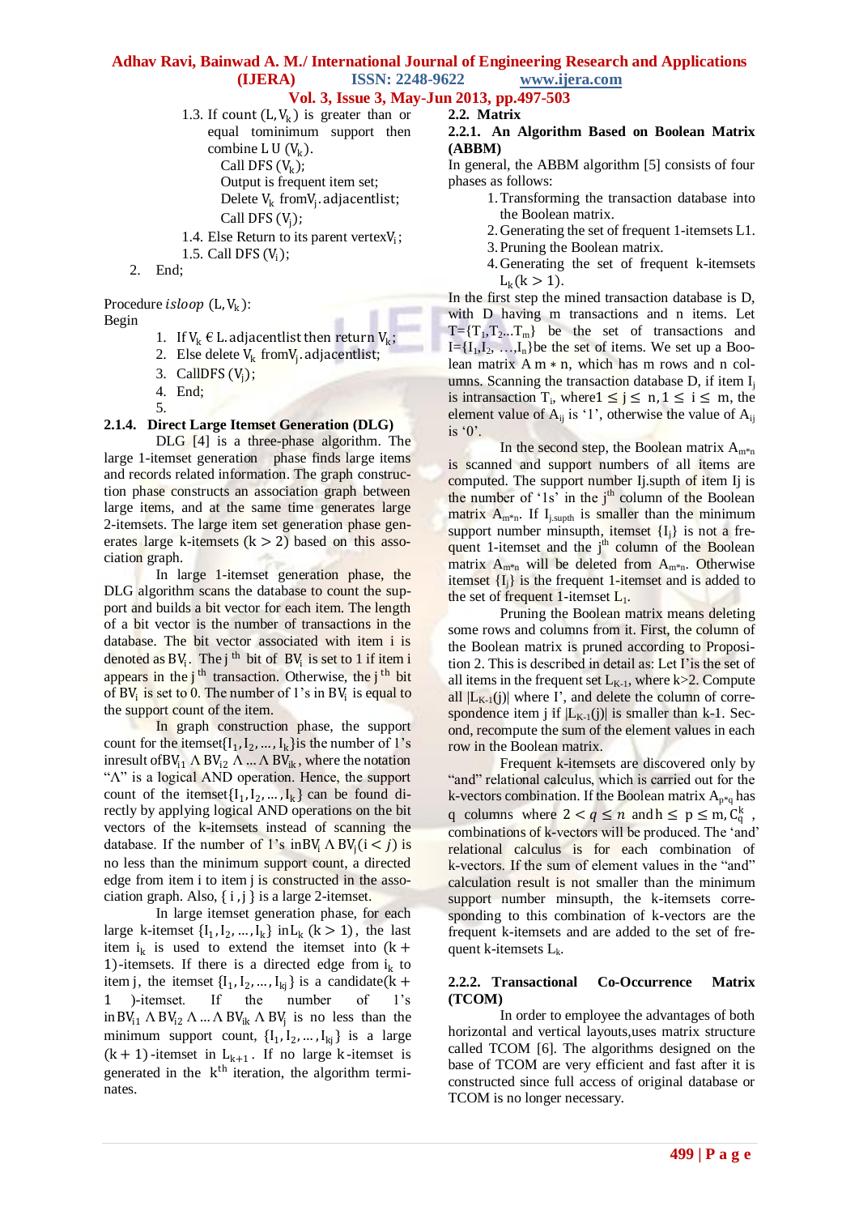1.3. If count $(L, V_k)$ is greater than or equal tominimum support then combine $L \cup (V_k)$.
   Call DFS $(V_k)$;
   Output is frequent item set;
   Delete $V_k$ from$V_j$.adjacentlist;
   Call DFS $(V_j)$;
1.4. Else Return to its parent vertex$V_i$;
1.5. Call DFS $(V_i)$;

2. End;

Procedure *isloop* $(L, V_k)$:
Begin

1. If $V_k \in L$.adjacentlist then return $V_k$;
2. Else delete $V_k$ from$V_j$.adjacentlist;
3. CallDFS $(V_j)$;
4. End;
5.

### 2.1.4. Direct Large Itemset Generation (DLG)

DLG [4] is a three-phase algorithm. The large 1-itemset generation phase finds large items and records related information. The graph construction phase constructs an association graph between large items, and at the same time generates large 2-itemsets. The large item set generation phase generates large k-itemsets $(k > 2)$ based on this association graph.

In large 1-itemset generation phase, the DLG algorithm scans the database to count the support and builds a bit vector for each item. The length of a bit vector is the number of transactions in the database. The bit vector associated with item i is denoted as $BV_i$. The $j^{th}$ bit of $BV_i$ is set to 1 if item i appears in the $j^{th}$ transaction. Otherwise, the $j^{th}$ bit of $BV_i$ is set to 0. The number of 1's in $BV_i$ is equal to the support count of the item.

In graph construction phase, the support count for the itemset$\{I_1, I_2, \ldots, I_k\}$is the number of 1's inresult of$BV_{i1} \wedge BV_{i2} \wedge \ldots \wedge BV_{ik}$, where the notation "$\wedge$" is a logical AND operation. Hence, the support count of the itemset$\{I_1, I_2, \ldots, I_k\}$ can be found directly by applying logical AND operations on the bit vectors of the k-itemsets instead of scanning the database. If the number of 1's in$BV_i \wedge BV_j (i < j)$ is no less than the minimum support count, a directed edge from item i to item j is constructed in the association graph. Also, { i , j } is a large 2-itemset.

In large itemset generation phase, for each large k-itemset $\{I_1, I_2, \ldots, I_k\}$ in$L_k$ $(k > 1)$, the last item $i_k$ is used to extend the itemset into $(k + 1)$-itemsets. If there is a directed edge from $i_k$ to item j, the itemset $\{I_1, I_2, \ldots, I_{kj}\}$ is a candidate$(k + 1)$-itemset. If the number of 1's in$BV_{i1} \wedge BV_{i2} \wedge \ldots \wedge BV_{ik} \wedge BV_j$ is no less than the minimum support count, $\{I_1, I_2, \ldots, I_{kj}\}$ is a large $(k + 1)$-itemset in $L_{k+1}$. If no large k-itemset is generated in the $k^{th}$ iteration, the algorithm terminates.

## 2.2. Matrix

### 2.2.1. An Algorithm Based on Boolean Matrix (ABBM)

In general, the ABBM algorithm [5] consists of four phases as follows:

1. Transforming the transaction database into the Boolean matrix.
2. Generating the set of frequent 1-itemsets L1.
3. Pruning the Boolean matrix.
4. Generating the set of frequent k-itemsets $L_k (k > 1)$.

In the first step the mined transaction database is D, with D having m transactions and n items. Let $T=\{T_1,T_2 \ldots T_m\}$ be the set of transactions and $I=\{I_1,I_2, \ldots,I_n\}$be the set of items. We set up a Boolean matrix A $m * n$, which has m rows and n columns. Scanning the transaction database D, if item $I_j$ is intransaction $T_i$, where$1 \le j \le n, 1 \le i \le m$, the element value of $A_{ij}$ is '1', otherwise the value of $A_{ij}$ is '0'.

In the second step, the Boolean matrix $A_{m*n}$ is scanned and support numbers of all items are computed. The support number Ij.supth of item Ij is the number of '1s' in the $j^{th}$ column of the Boolean matrix $A_{m*n}$. If $I_{j.supth}$ is smaller than the minimum support number minsupth, itemset $\{I_j\}$ is not a frequent 1-itemset and the $j^{th}$ column of the Boolean matrix $A_{m*n}$ will be deleted from $A_{m*n}$. Otherwise itemset $\{I_j\}$ is the frequent 1-itemset and is added to the set of frequent 1-itemset $L_1$.

Pruning the Boolean matrix means deleting some rows and columns from it. First, the column of the Boolean matrix is pruned according to Proposition 2. This is described in detail as: Let I's be the set of all items in the frequent set $L_{K-1}$, where k>2. Compute all $|L_{K-1}(j)|$ where I', and delete the column of correspondence item j if $|L_{K-1}(j)|$ is smaller than k-1. Second, recompute the sum of the element values in each row in the Boolean matrix.

Frequent k-itemsets are discovered only by "and" relational calculus, which is carried out for the k-vectors combination. If the Boolean matrix $A_{p*q}$ has q columns where $2 < q \le n$ and$h \le p \le m$, $C_q^k$ , combinations of k-vectors will be produced. The 'and' relational calculus is for each combination of k-vectors. If the sum of element values in the "and" calculation result is not smaller than the minimum support number minsupth, the k-itemsets corresponding to this combination of k-vectors are the frequent k-itemsets and are added to the set of frequent k-itemsets $L_k$.

### 2.2.2. Transactional Co-Occurrence Matrix (TCOM)

In order to employee the advantages of both horizontal and vertical layouts,uses matrix structure called TCOM [6]. The algorithms designed on the base of TCOM are very efficient and fast after it is constructed since full access of original database or TCOM is no longer necessary.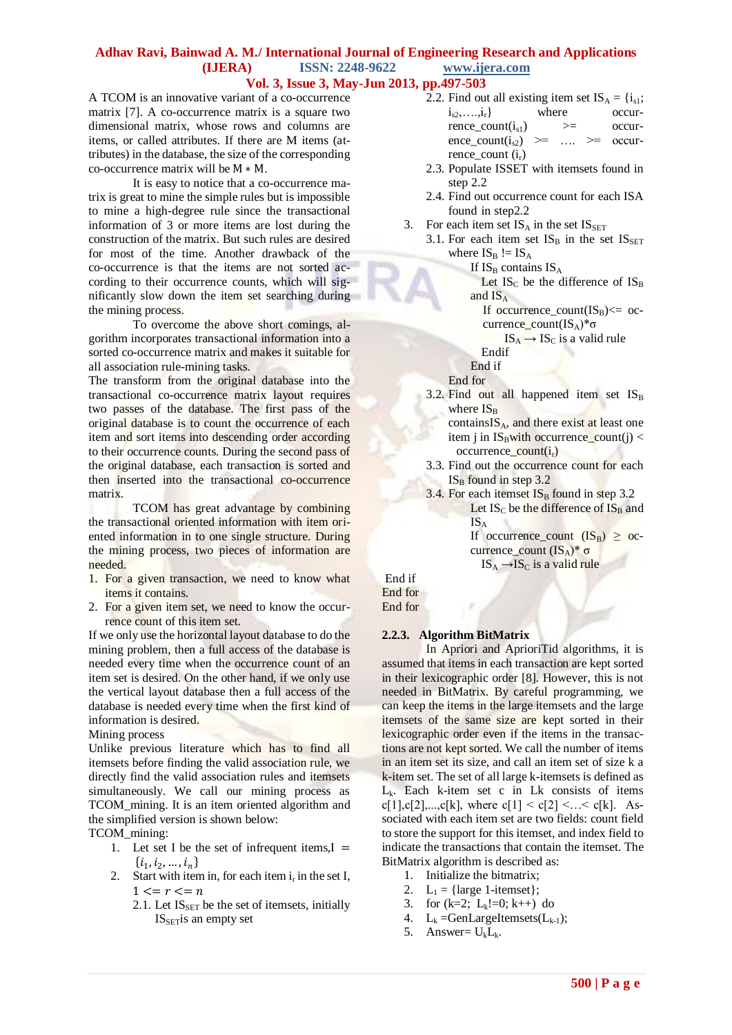A TCOM is an innovative variant of a co-occurrence matrix [7]. A co-occurrence matrix is a square two dimensional matrix, whose rows and columns are items, or called attributes. If there are M items (attributes) in the database, the size of the corresponding co-occurrence matrix will be $M * M$.

It is easy to notice that a co-occurrence matrix is great to mine the simple rules but is impossible to mine a high-degree rule since the transactional information of 3 or more items are lost during the construction of the matrix. But such rules are desired for most of the time. Another drawback of the co-occurrence is that the items are not sorted according to their occurrence counts, which will significantly slow down the item set searching during the mining process.

To overcome the above short comings, algorithm incorporates transactional information into a sorted co-occurrence matrix and makes it suitable for all association rule-mining tasks.

The transform from the original database into the transactional co-occurrence matrix layout requires two passes of the database. The first pass of the original database is to count the occurrence of each item and sort items into descending order according to their occurrence counts. During the second pass of the original database, each transaction is sorted and then inserted into the transactional co-occurrence matrix.

TCOM has great advantage by combining the transactional oriented information with item oriented information in to one single structure. During the mining process, two pieces of information are needed.

1. For a given transaction, we need to know what items it contains.
2. For a given item set, we need to know the occurrence count of this item set.

If we only use the horizontal layout database to do the mining problem, then a full access of the database is needed every time when the occurrence count of an item set is desired. On the other hand, if we only use the vertical layout database then a full access of the database is needed every time when the first kind of information is desired.

Mining process

Unlike previous literature which has to find all itemsets before finding the valid association rule, we directly find the valid association rules and itemsets simultaneously. We call our mining process as TCOM_mining. It is an item oriented algorithm and the simplified version is shown below:

TCOM_mining:

1. Let set I be the set of infrequent items, $I = \{i_1, i_2, \ldots, i_n\}$
2. Start with item in, for each item $i_r$ in the set I, $1 <= r <= n$
   - 2.1. Let $IS_{SET}$ be the set of itemsets, initially $IS_{SET}$ is an empty set
   - 2.2. Find out all existing item set $IS_A = \{i_{s1}; i_{s2}, \ldots, i_r\}$ where occurrence_count($i_{s1}$) >= occurrence_count($i_{s2}$) >= …. >= occurrence_count ($i_r$)
   - 2.3. Populate ISSET with itemsets found in step 2.2
   - 2.4. Find out occurrence count for each ISA found in step2.2
3. For each item set $IS_A$ in the set $IS_{SET}$
   - 3.1. For each item set $IS_B$ in the set $IS_{SET}$ where $IS_B$ != $IS_A$
     - If $IS_B$ contains $IS_A$
       - Let $IS_C$ be the difference of $IS_B$ and $IS_A$
         - If occurrence_count($IS_B$)<= occurrence_count($IS_A$)*σ
           - $IS_A \rightarrow IS_C$ is a valid rule
         - Endif
     - End if
   - End for
   - 3.2. Find out all happened item set $IS_B$ where $IS_B$ contains$IS_A$, and there exist at least one item j in $IS_B$with occurrence_count(j) < occurrence_count($i_r$)
   - 3.3. Find out the occurrence count for each $IS_B$ found in step 3.2
   - 3.4. For each itemset $IS_B$ found in step 3.2
     - Let $IS_C$ be the difference of $IS_B$ and $IS_A$
     - If occurrence_count ($IS_B$) ≥ occurrence_count ($IS_A$)* σ
       - $IS_A \rightarrow IS_C$ is a valid rule

End if
End for
End for

### 2.2.3. Algorithm BitMatrix

In Apriori and AprioriTid algorithms, it is assumed that items in each transaction are kept sorted in their lexicographic order [8]. However, this is not needed in BitMatrix. By careful programming, we can keep the items in the large itemsets and the large itemsets of the same size are kept sorted in their lexicographic order even if the items in the transactions are not kept sorted. We call the number of items in an item set its size, and call an item set of size k a k-item set. The set of all large k-itemsets is defined as $L_k$. Each k-item set c in Lk consists of items c[1],c[2],...,c[k], where c[1] < c[2] <…< c[k]. Associated with each item set are two fields: count field to store the support for this itemset, and index field to indicate the transactions that contain the itemset. The BitMatrix algorithm is described as:

1. Initialize the bitmatrix;
2. $L_1$ = {large 1-itemset};
3. for (k=2; $L_k$!=0; k++) do
4. $L_k$ =GenLargeItemsets($L_{k-1}$);
5. Answer= $\cup_k L_k$.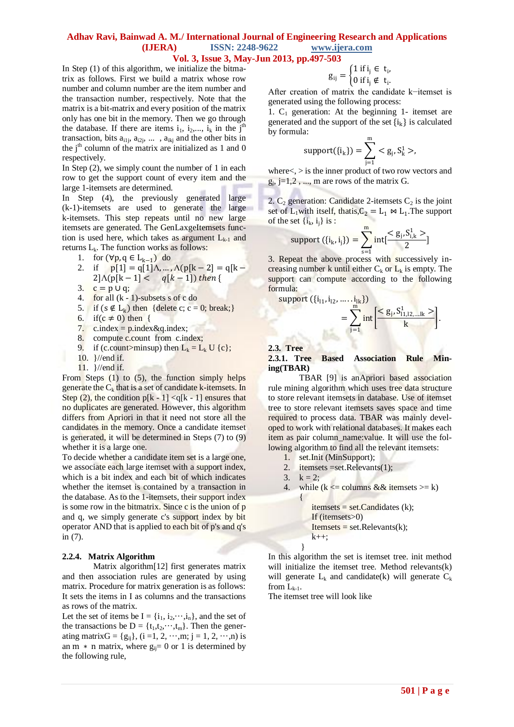In Step (1) of this algorithm, we initialize the bitmatrix as follows. First we build a matrix whose row number and column number are the item number and the transaction number, respectively. Note that the matrix is a bit-matrix and every position of the matrix only has one bit in the memory. Then we go through the database. If there are items $i_1$, $i_2$,..., $i_k$ in the $j^{th}$ transaction, bits $a_{i1j}$, $a_{i2j}$, ... , $a_{ikj}$ and the other bits in the $j^{th}$ column of the matrix are initialized as 1 and 0 respectively.

In Step (2), we simply count the number of 1 in each row to get the support count of every item and the large 1-itemsets are determined.

In Step (4), the previously generated large (k-1)-itemsets are used to generate the large k-itemsets. This step repeats until no new large itemsets are generated. The GenLaxgeItemsets function is used here, which takes as argument $L_{k-1}$ and returns $L_k$. The function works as follows:

1. for $(\forall p, q \in L_{k-1})$ do
2. if $p[1] = q[1] \wedge ... \wedge (p[k-2] = q[k-2] \wedge (p[k-1] < q[k-1])$ *then* {
3. $c = p \cup q$;
4. for all (k - 1)-subsets s of c do
5. if $(s \notin L_k)$ then {delete c; c = 0; break;}
6. if$(c \neq 0)$ then {
7. c.index = p.index&q.index;
8. compute c.count from c.index;
9. if (c.count>minsup) then $L_k = L_k \cup \{c\}$;
10. }//end if.
11. }//end if.

From Steps (1) to (5), the function simply helps generate the $C_k$ that is a set of candidate k-itemsets. In Step (2), the condition p[k - 1] <q[k - 1] ensures that no duplicates are generated. However, this algorithm differs from Apriori in that it need not store all the candidates in the memory. Once a candidate itemset is generated, it will be determined in Steps (7) to (9) whether it is a large one.

To decide whether a candidate item set is a large one, we associate each large itemset with a support index, which is a bit index and each bit of which indicates whether the itemset is contained by a transaction in the database. As to the 1-itemsets, their support index is some row in the bitmatrix. Since c is the union of p and q, we simply generate c's support index by bit operator AND that is applied to each bit of p's and q's in (7).

### 2.2.4. Matrix Algorithm

Matrix algorithm[12] first generates matrix and then association rules are generated by using matrix. Procedure for matrix generation is as follows: It sets the items in I as columns and the transactions as rows of the matrix.

Let the set of items be $I = \{i_1, i_2, \cdots, i_n\}$, and the set of the transactions be $D = \{t_1, t_2, \cdots, t_m\}$. Then the generating matrix$G = \{g_{ij}\}$, $(i = 1, 2, \cdots, m; j = 1, 2, \cdots, n)$ is an $m * n$ matrix, where $g_{ij}$= 0 or 1 is determined by the following rule,

$$g_{ij} = \begin{cases} 1 \text{ if } i_j \in t_i, \\ 0 \text{ if } i_j \notin t_i. \end{cases}$$

After creation of matrix the candidate k−itemset is generated using the following process:

1. $C_1$ generation: At the beginning 1- itemset are generated and the support of the set $\{i_k\}$ is calculated by formula:

$$\text{support}(\{i_k\}) = \sum_{j=1}^{m} < g_j, S_k^1 >,$$

where<, > is the inner product of two row vectors and $g_j$, j=1,2 , ..., m are rows of the matrix G.

2. $C_2$ generation: Candidate 2-itemsets $C_2$ is the joint set of $L_1$with itself, thatis,$C_2 = L_1 \bowtie L_1$.The support of the set $\{i_k, i_j\}$ is :

$$\text{support } (\{i_k, i_j\}) = \sum_{s=1}^{m} \text{int}[\frac{< g_j, S_{i,k}^1 >}{2}]$$

3. Repeat the above process with successively increasing number k until either $C_k$ or $L_k$ is empty. The support can compute according to the following formula:

$$\text{support } (\{i_{l1}, i_{l2}, \ldots . . i_{lk}\}) = \sum_{j=1}^{m} \text{int} \left[ \frac{< g_j, S_{l1,l2,\ldots,lk}^1 >}{k} \right].$$

### 2.3. Tree Based

#### 2.3.1. Tree Based Association Rule Mining(TBAR)

TBAR [9] is anApriori based association rule mining algorithm which uses tree data structure to store relevant itemsets in database. Use of itemset tree to store relevant itemsets saves space and time required to process data. TBAR was mainly developed to work with relational databases. It makes each item as pair column_name:value. It will use the following algorithm to find all the relevant itemsets:

```
1. set.Init (MinSupport);
2. itemsets =set.Relevants(1);
3. k = 2;
4. while (k <= columns && itemsets >= k)
   {
       itemsets = set.Candidates (k);
       If (itemsets>0)
       Itemsets = set.Relevants(k);
       k++;
   }
```

In this algorithm the set is itemset tree. init method will initialize the itemset tree. Method relevants(k) will generate $L_k$ and candidate(k) will generate $C_k$ from $L_{k-1}$.

The itemset tree will look like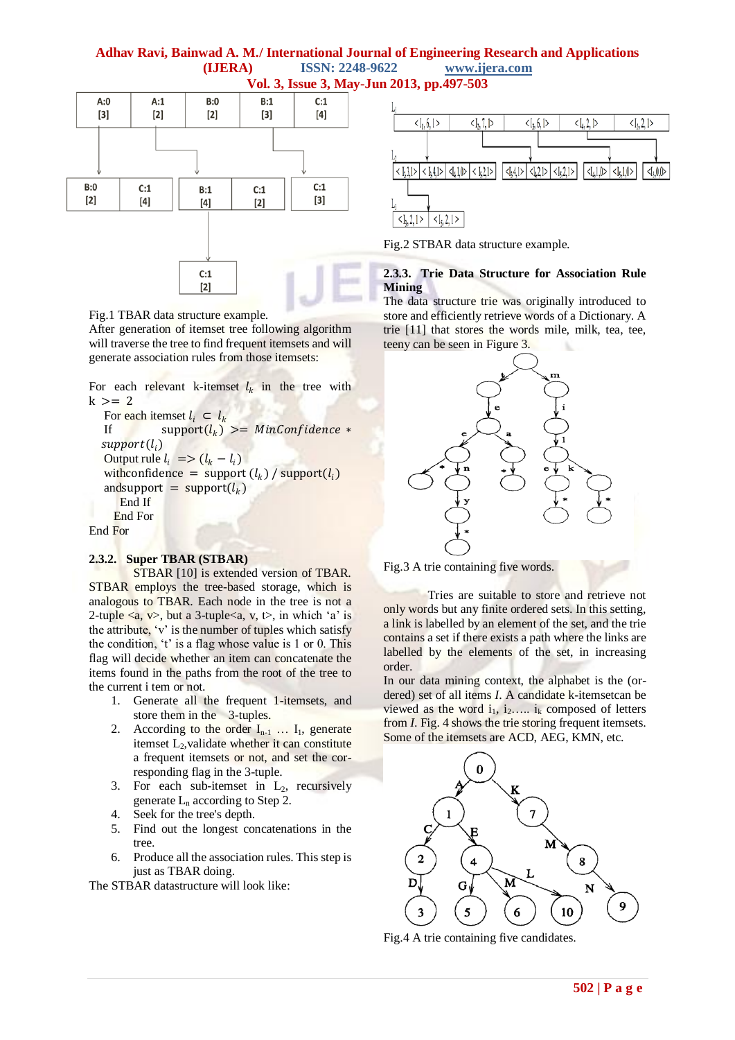Fig.1 TBAR data structure example.

After generation of itemset tree following algorithm will traverse the tree to find frequent itemsets and will generate association rules from those itemsets:

For each relevant k-itemset $l_k$ in the tree with k >= 2
  For each itemset $l_i \subset l_k$
  If support($l_k$) >= $MinConfidence * support(l_i)$
  Output rule $l_i$ => ($l_k - l_i$)
  withconfidence = support ($l_k$) / support($l_i$)
  andsupport = support($l_k$)
   End If
  End For
End For

### 2.3.2. Super TBAR (STBAR)

STBAR [10] is extended version of TBAR. STBAR employs the tree-based storage, which is analogous to TBAR. Each node in the tree is not a 2-tuple <a, v>, but a 3-tuple<a, v, t>, in which 'a' is the attribute, 'v' is the number of tuples which satisfy the condition, 't' is a flag whose value is 1 or 0. This flag will decide whether an item can concatenate the items found in the paths from the root of the tree to the current i tem or not.

1. Generate all the frequent 1-itemsets, and store them in the 3-tuples.
2. According to the order $I_{n-1}$ … $I_1$, generate itemset $L_2$,validate whether it can constitute a frequent itemsets or not, and set the corresponding flag in the 3-tuple.
3. For each sub-itemset in $L_2$, recursively generate $L_n$ according to Step 2.
4. Seek for the tree's depth.
5. Find out the longest concatenations in the tree.
6. Produce all the association rules. This step is just as TBAR doing.

The STBAR datastructure will look like:

Fig.2 STBAR data structure example.

### 2.3.3. Trie Data Structure for Association Rule Mining

The data structure trie was originally introduced to store and efficiently retrieve words of a Dictionary. A trie [11] that stores the words mile, milk, tea, tee, teeny can be seen in Figure 3.

Fig.3 A trie containing five words.

Tries are suitable to store and retrieve not only words but any finite ordered sets. In this setting, a link is labelled by an element of the set, and the trie contains a set if there exists a path where the links are labelled by the elements of the set, in increasing order.

In our data mining context, the alphabet is the (ordered) set of all items *I*. A candidate k-itemsetcan be viewed as the word $i_1$, $i_2$….. $i_k$ composed of letters from *I*. Fig. 4 shows the trie storing frequent itemsets. Some of the itemsets are ACD, AEG, KMN, etc.

Fig.4 A trie containing five candidates.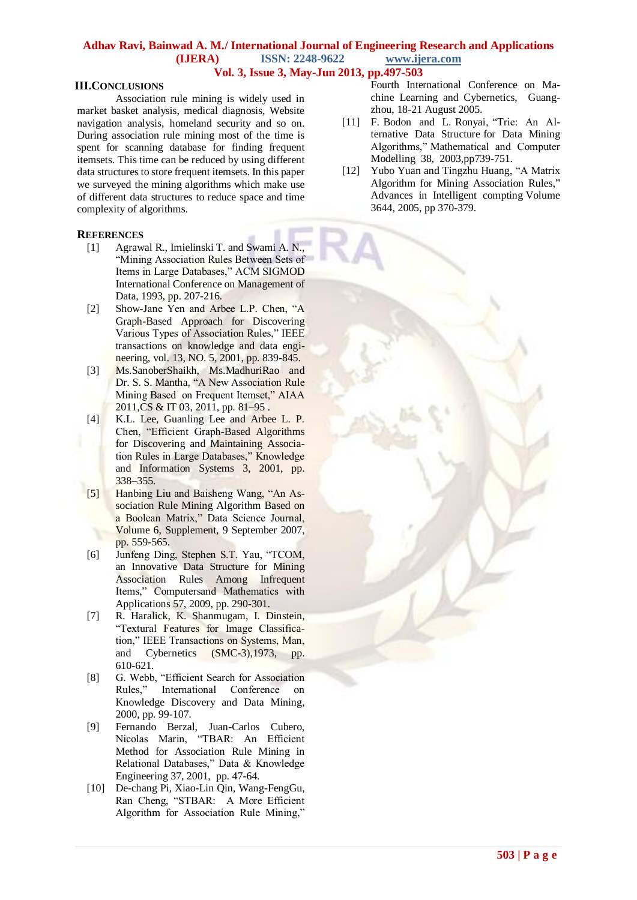## III. CONCLUSIONS

Association rule mining is widely used in market basket analysis, medical diagnosis, Website navigation analysis, homeland security and so on. During association rule mining most of the time is spent for scanning database for finding frequent itemsets. This time can be reduced by using different data structures to store frequent itemsets. In this paper we surveyed the mining algorithms which make use of different data structures to reduce space and time complexity of algorithms.

## REFERENCES

[1] Agrawal R., Imielinski T. and Swami A. N., "Mining Association Rules Between Sets of Items in Large Databases," ACM SIGMOD International Conference on Management of Data, 1993, pp. 207-216.

[2] Show-Jane Yen and Arbee L.P. Chen, "A Graph-Based Approach for Discovering Various Types of Association Rules," IEEE transactions on knowledge and data engineering, vol. 13, NO. 5, 2001, pp. 839-845.

[3] Ms.SanoberShaikh, Ms.MadhuriRao and Dr. S. S. Mantha, "A New Association Rule Mining Based on Frequent Itemset," AIAA 2011,CS & IT 03, 2011, pp. 81–95 .

[4] K.L. Lee, Guanling Lee and Arbee L. P. Chen, "Efficient Graph-Based Algorithms for Discovering and Maintaining Association Rules in Large Databases," Knowledge and Information Systems 3, 2001, pp. 338–355.

[5] Hanbing Liu and Baisheng Wang, "An Association Rule Mining Algorithm Based on a Boolean Matrix," Data Science Journal, Volume 6, Supplement, 9 September 2007, pp. 559-565.

[6] Junfeng Ding, Stephen S.T. Yau, "TCOM, an Innovative Data Structure for Mining Association Rules Among Infrequent Items," Computersand Mathematics with Applications 57, 2009, pp. 290-301.

[7] R. Haralick, K. Shanmugam, I. Dinstein, "Textural Features for Image Classification," IEEE Transactions on Systems, Man, and Cybernetics (SMC-3),1973, pp. 610-621.

[8] G. Webb, "Efficient Search for Association Rules," International Conference on Knowledge Discovery and Data Mining, 2000, pp. 99-107.

[9] Fernando Berzal, Juan-Carlos Cubero, Nicolas Marin, "TBAR: An Efficient Method for Association Rule Mining in Relational Databases," Data & Knowledge Engineering 37, 2001, pp. 47-64.

[10] De-chang Pi, Xiao-Lin Qin, Wang-FengGu, Ran Cheng, "STBAR: A More Efficient Algorithm for Association Rule Mining," Fourth International Conference on Machine Learning and Cybernetics, Guangzhou, 18-21 August 2005.

[11] F. Bodon and L. Ronyai, "Trie: An Alternative Data Structure for Data Mining Algorithms," Mathematical and Computer Modelling 38, 2003,pp739-751.

[12] Yubo Yuan and Tingzhu Huang, "A Matrix Algorithm for Mining Association Rules," Advances in Intelligent compting Volume 3644, 2005, pp 370-379.